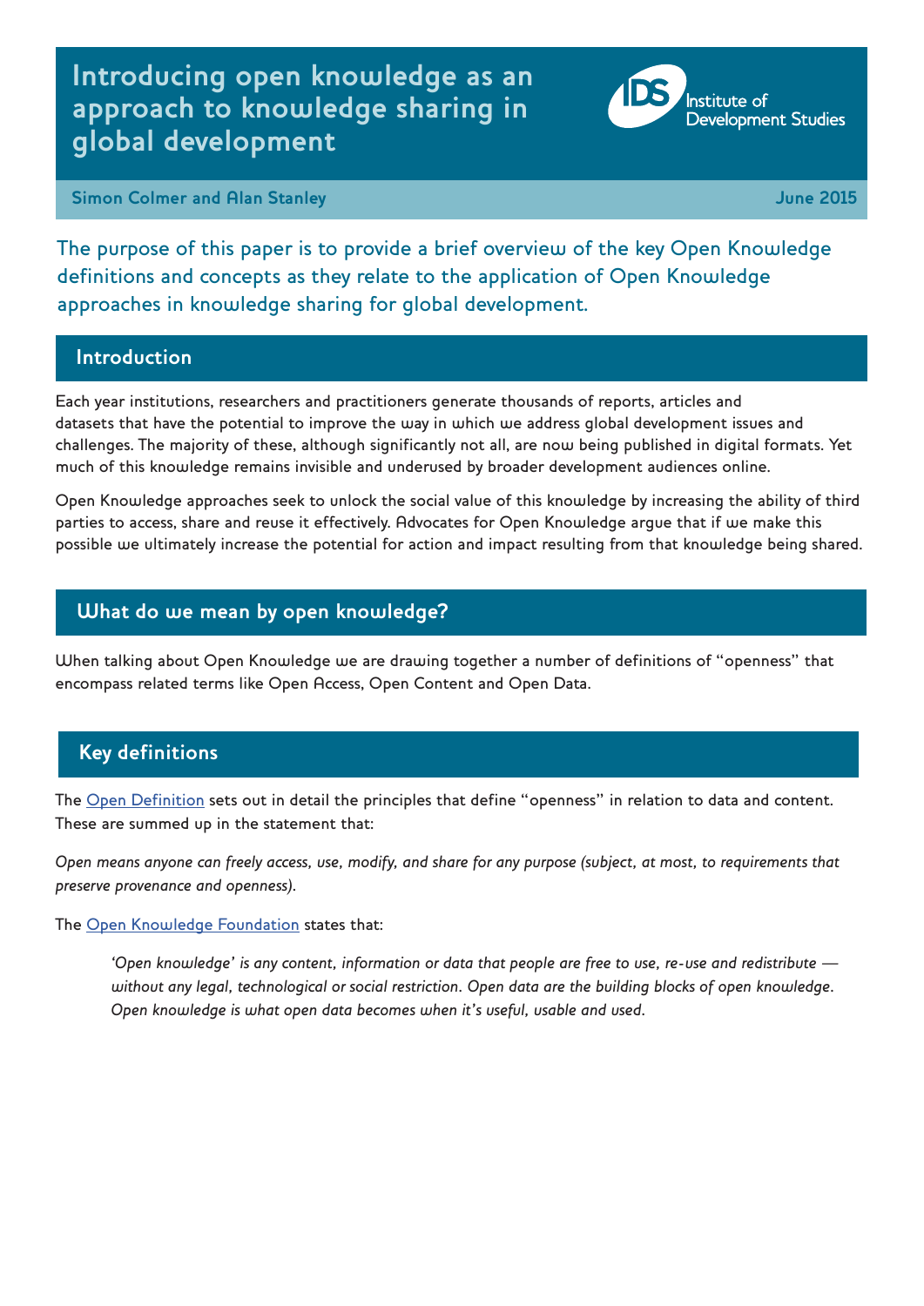# Introducing open knowledge as an approach to knowledge sharing in global development

Institute of Development Studies

**Simon Colmer and Alan Stanley** **June 2015**

The purpose of this paper is to provide a brief overview of the key Open Knowledge definitions and concepts as they relate to the application of Open Knowledge approaches in knowledge sharing for global development.

## Introduction

Each year institutions, researchers and practitioners generate thousands of reports, articles and datasets that have the potential to improve the way in which we address global development issues and challenges. The majority of these, although significantly not all, are now being published in digital formats. Yet much of this knowledge remains invisible and underused by broader development audiences online.

Open Knowledge approaches seek to unlock the social value of this knowledge by increasing the ability of third parties to access, share and reuse it effectively. Advocates for Open Knowledge argue that if we make this possible we ultimately increase the potential for action and impact resulting from that knowledge being shared.

## What do we mean by open knowledge?

When talking about Open Knowledge we are drawing together a number of definitions of "openness" that encompass related terms like Open Access, Open Content and Open Data.

## Key definitions

The Open Definition sets out in detail the principles that define "openness" in relation to data and content. These are summed up in the statement that:

*Open means anyone can freely access, use, modify, and share for any purpose (subject, at most, to requirements that preserve provenance and openness).*

The Open Knowledge Foundation states that:

> *'Open knowledge' is any content, information or data that people are free to use, re-use and redistribute — without any legal, technological or social restriction. Open data are the building blocks of open knowledge. Open knowledge is what open data becomes when it's useful, usable and used.*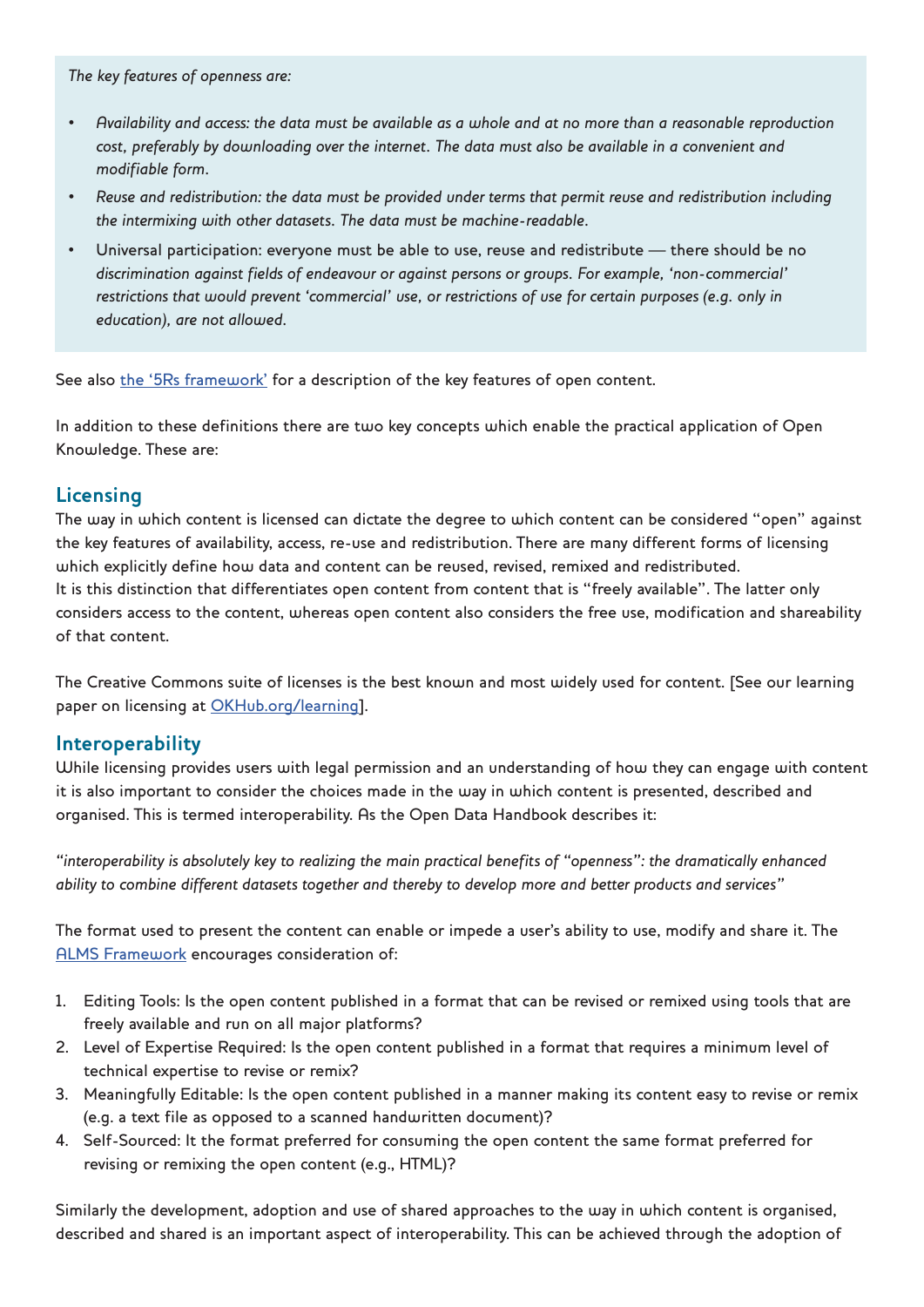*The key features of openness are:*

- *Availability and access: the data must be available as a whole and at no more than a reasonable reproduction cost, preferably by downloading over the internet. The data must also be available in a convenient and modifiable form.*
- *Reuse and redistribution: the data must be provided under terms that permit reuse and redistribution including the intermixing with other datasets. The data must be machine-readable.*
- Universal participation: everyone must be able to use, reuse and redistribute — there should be no *discrimination against fields of endeavour or against persons or groups. For example, 'non-commercial' restrictions that would prevent 'commercial' use, or restrictions of use for certain purposes (e.g. only in education), are not allowed.*

See also [the '5Rs framework'](#) for a description of the key features of open content.

In addition to these definitions there are two key concepts which enable the practical application of Open Knowledge. These are:

## Licensing

The way in which content is licensed can dictate the degree to which content can be considered "open" against the key features of availability, access, re-use and redistribution. There are many different forms of licensing which explicitly define how data and content can be reused, revised, remixed and redistributed.
It is this distinction that differentiates open content from content that is "freely available". The latter only considers access to the content, whereas open content also considers the free use, modification and shareability of that content.

The Creative Commons suite of licenses is the best known and most widely used for content. [See our learning paper on licensing at [OKHub.org/learning](#)].

## Interoperability

While licensing provides users with legal permission and an understanding of how they can engage with content it is also important to consider the choices made in the way in which content is presented, described and organised. This is termed interoperability. As the Open Data Handbook describes it:

*"interoperability is absolutely key to realizing the main practical benefits of "openness": the dramatically enhanced ability to combine different datasets together and thereby to develop more and better products and services"*

The format used to present the content can enable or impede a user's ability to use, modify and share it. The [ALMS Framework](#) encourages consideration of:

1. Editing Tools: Is the open content published in a format that can be revised or remixed using tools that are freely available and run on all major platforms?
2. Level of Expertise Required: Is the open content published in a format that requires a minimum level of technical expertise to revise or remix?
3. Meaningfully Editable: Is the open content published in a manner making its content easy to revise or remix (e.g. a text file as opposed to a scanned handwritten document)?
4. Self-Sourced: It the format preferred for consuming the open content the same format preferred for revising or remixing the open content (e.g., HTML)?

Similarly the development, adoption and use of shared approaches to the way in which content is organised, described and shared is an important aspect of interoperability. This can be achieved through the adoption of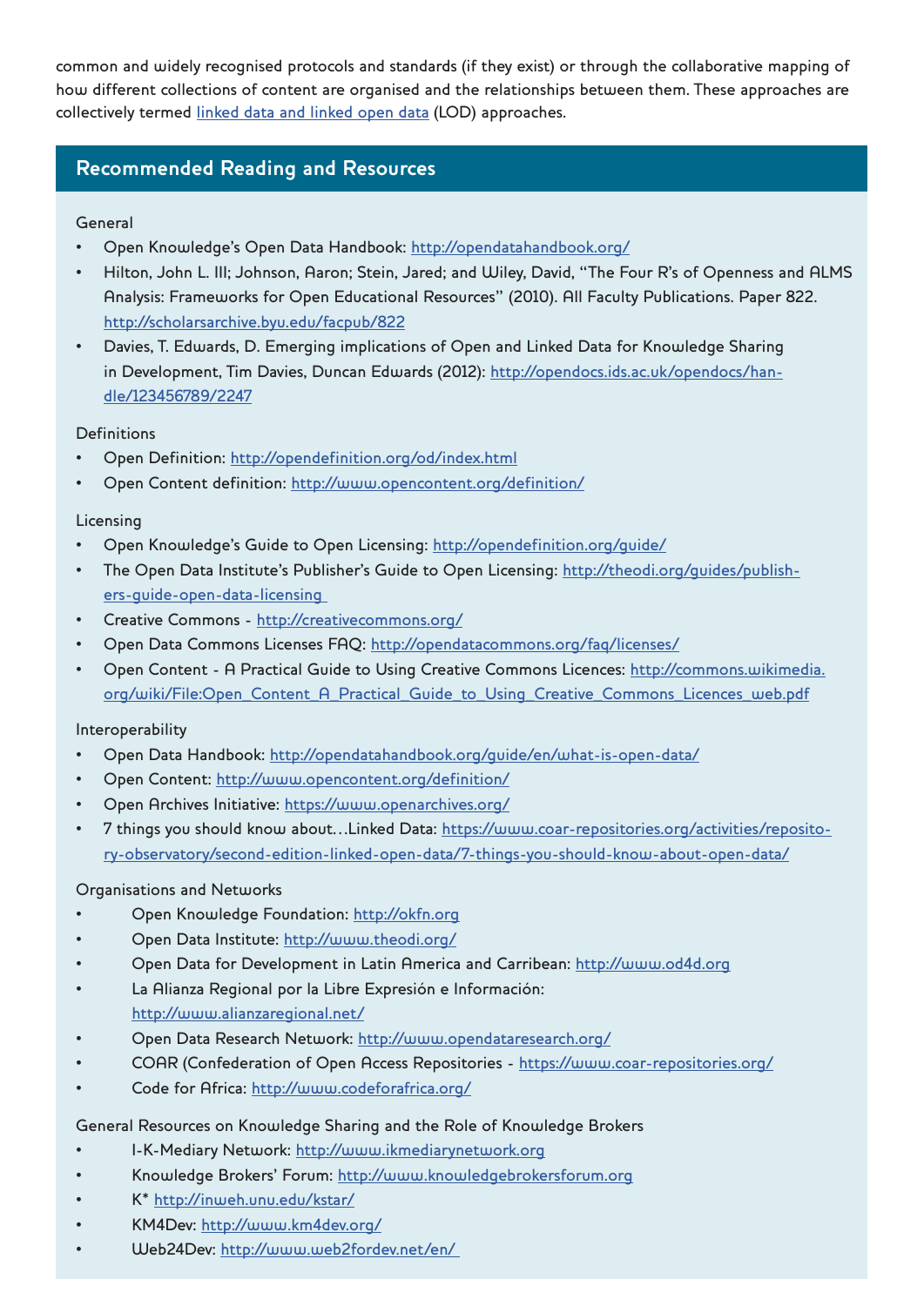common and widely recognised protocols and standards (if they exist) or through the collaborative mapping of how different collections of content are organised and the relationships between them. These approaches are collectively termed [linked data and linked open data](#) (LOD) approaches.

## Recommended Reading and Resources

General

- Open Knowledge's Open Data Handbook: http://opendatahandbook.org/
- Hilton, John L. III; Johnson, Aaron; Stein, Jared; and Wiley, David, "The Four R's of Openness and ALMS Analysis: Frameworks for Open Educational Resources" (2010). All Faculty Publications. Paper 822. http://scholarsarchive.byu.edu/facpub/822
- Davies, T. Edwards, D. Emerging implications of Open and Linked Data for Knowledge Sharing in Development, Tim Davies, Duncan Edwards (2012): http://opendocs.ids.ac.uk/opendocs/handle/123456789/2247

Definitions

- Open Definition: http://opendefinition.org/od/index.html
- Open Content definition: http://www.opencontent.org/definition/

Licensing

- Open Knowledge's Guide to Open Licensing: http://opendefinition.org/guide/
- The Open Data Institute's Publisher's Guide to Open Licensing: http://theodi.org/guides/publishers-guide-open-data-licensing
- Creative Commons - http://creativecommons.org/
- Open Data Commons Licenses FAQ: http://opendatacommons.org/faq/licenses/
- Open Content - A Practical Guide to Using Creative Commons Licences: http://commons.wikimedia.org/wiki/File:Open_Content_A_Practical_Guide_to_Using_Creative_Commons_Licences_web.pdf

Interoperability

- Open Data Handbook: http://opendatahandbook.org/guide/en/what-is-open-data/
- Open Content: http://www.opencontent.org/definition/
- Open Archives Initiative: https://www.openarchives.org/
- 7 things you should know about…Linked Data: https://www.coar-repositories.org/activities/repository-observatory/second-edition-linked-open-data/7-things-you-should-know-about-open-data/

Organisations and Networks

- Open Knowledge Foundation: http://okfn.org
- Open Data Institute: http://www.theodi.org/
- Open Data for Development in Latin America and Carribean: http://www.od4d.org
- La Alianza Regional por la Libre Expresión e Información: http://www.alianzaregional.net/
- Open Data Research Network: http://www.opendataresearch.org/
- COAR (Confederation of Open Access Repositories - https://www.coar-repositories.org/
- Code for Africa: http://www.codeforafrica.org/

General Resources on Knowledge Sharing and the Role of Knowledge Brokers

- I-K-Mediary Network: http://www.ikmediarynetwork.org
- Knowledge Brokers' Forum: http://www.knowledgebrokersforum.org
- K* http://inweh.unu.edu/kstar/
- KM4Dev: http://www.km4dev.org/
- Web24Dev: http://www.web2fordev.net/en/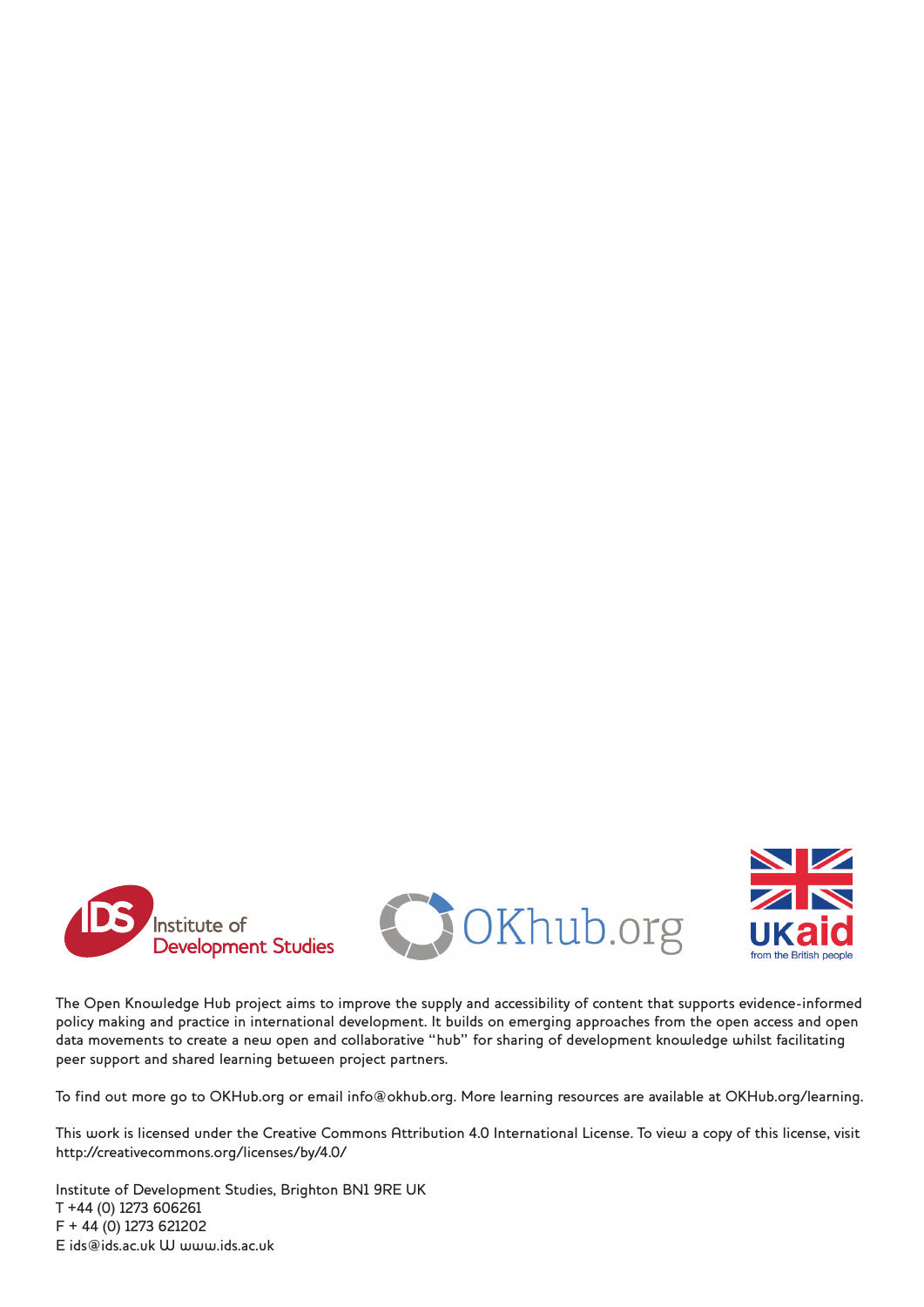The Open Knowledge Hub project aims to improve the supply and accessibility of content that supports evidence-informed policy making and practice in international development. It builds on emerging approaches from the open access and open data movements to create a new open and collaborative "hub" for sharing of development knowledge whilst facilitating peer support and shared learning between project partners.

To find out more go to OKHub.org or email info@okhub.org. More learning resources are available at OKHub.org/learning.

This work is licensed under the Creative Commons Attribution 4.0 International License. To view a copy of this license, visit http://creativecommons.org/licenses/by/4.0/

Institute of Development Studies, Brighton BN1 9RE UK
T +44 (0) 1273 606261
F + 44 (0) 1273 621202
E ids@ids.ac.uk W www.ids.ac.uk